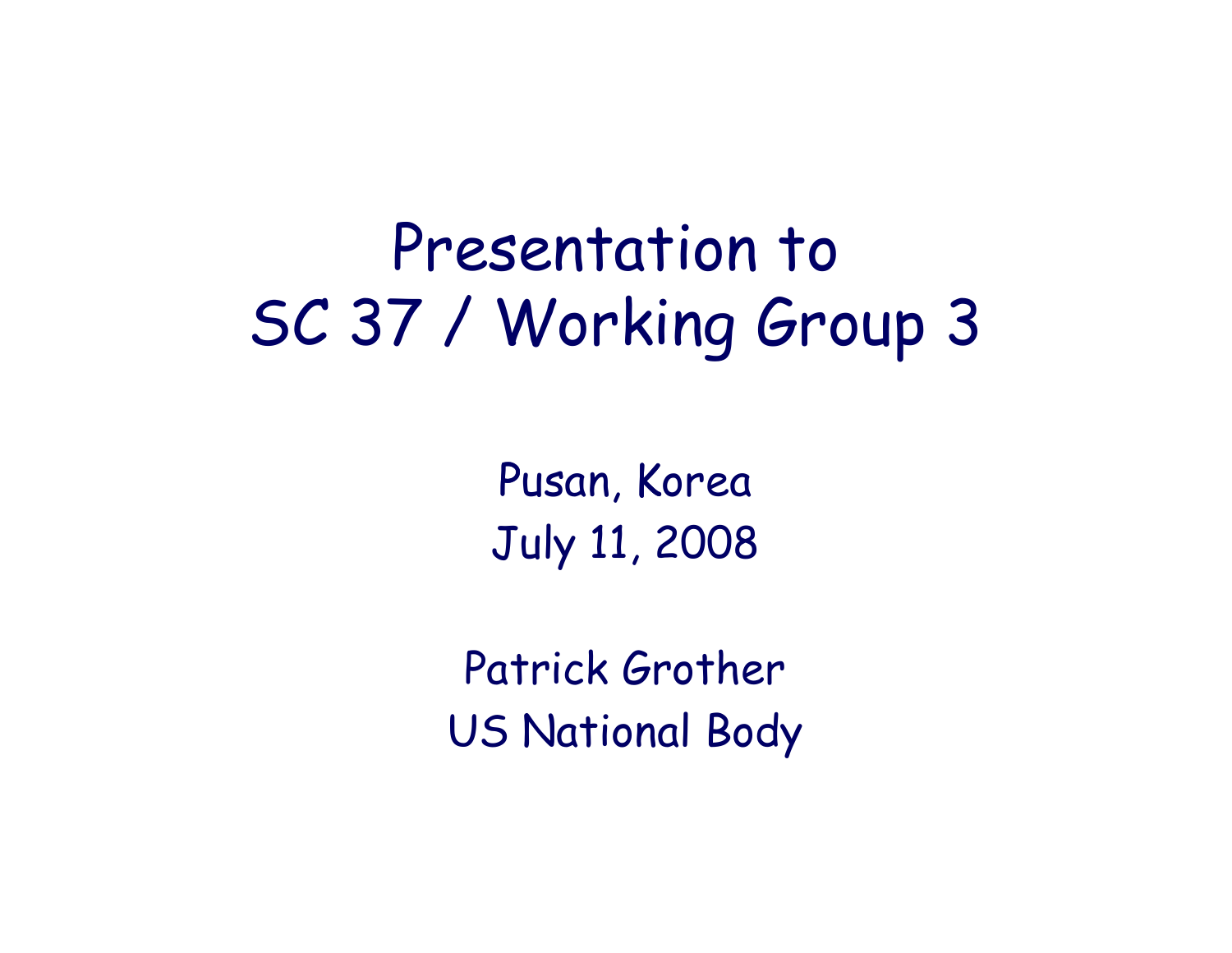# Presentation to SC 37 / Working Group 3

Pusan, Korea
July 11, 2008

Patrick Grother
US National Body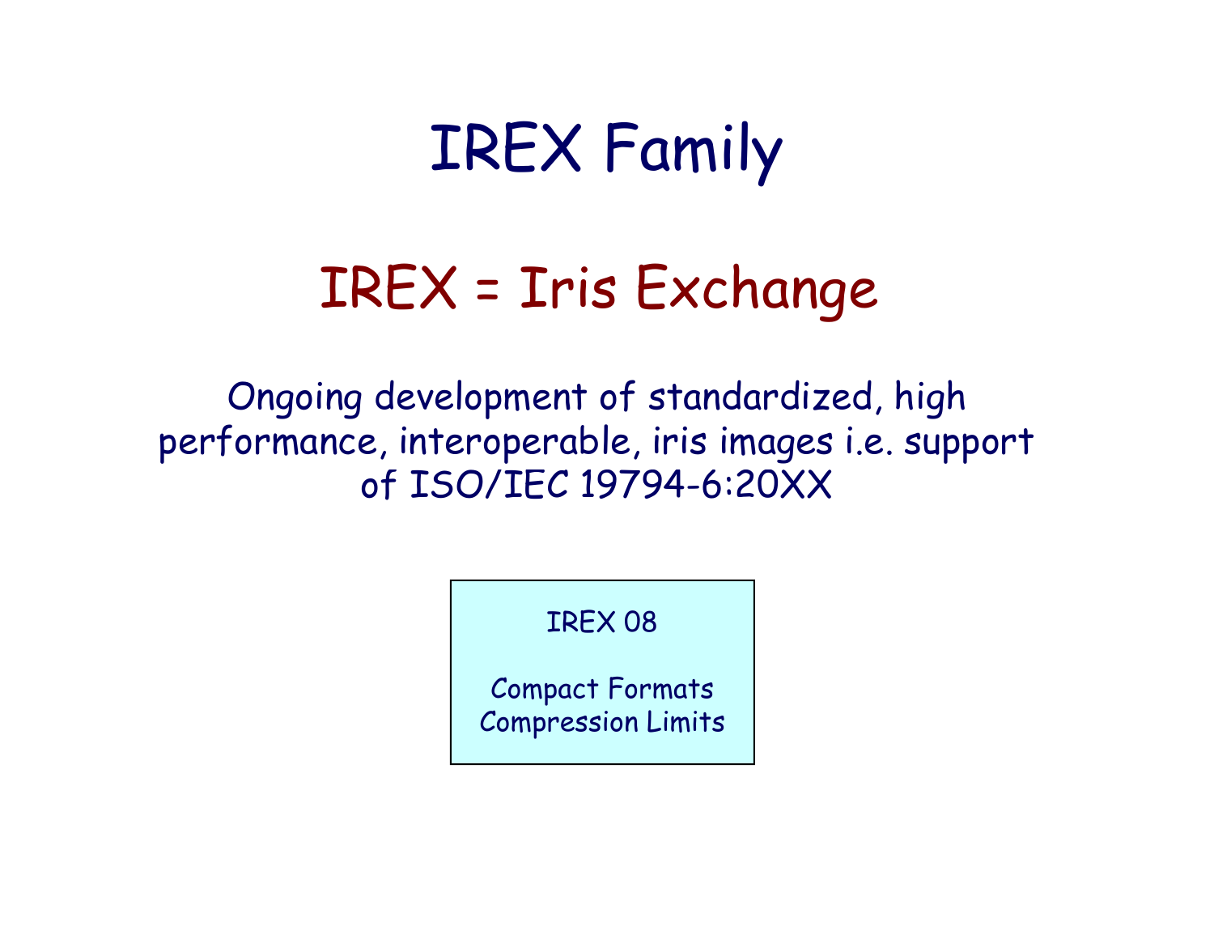# IREX Family

## IREX = Iris Exchange

Ongoing development of standardized, high performance, interoperable, iris images i.e. support of ISO/IEC 19794-6:20XX

IREX 08

Compact Formats
Compression Limits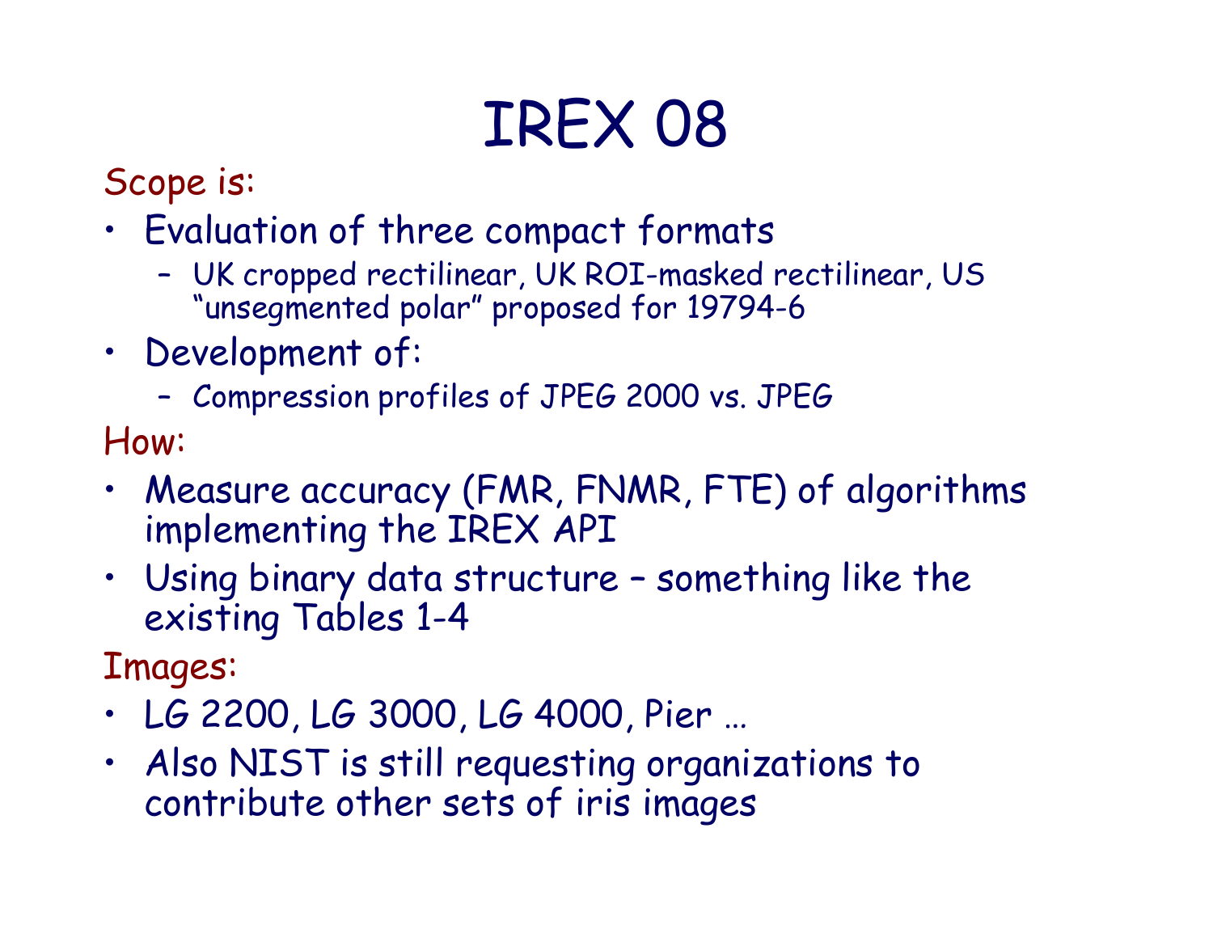# IREX 08

Scope is:

- Evaluation of three compact formats
  - UK cropped rectilinear, UK ROI-masked rectilinear, US "unsegmented polar" proposed for 19794-6
- Development of:
  - Compression profiles of JPEG 2000 vs. JPEG

How:

- Measure accuracy (FMR, FNMR, FTE) of algorithms implementing the IREX API
- Using binary data structure – something like the existing Tables 1-4

Images:

- LG 2200, LG 3000, LG 4000, Pier …
- Also NIST is still requesting organizations to contribute other sets of iris images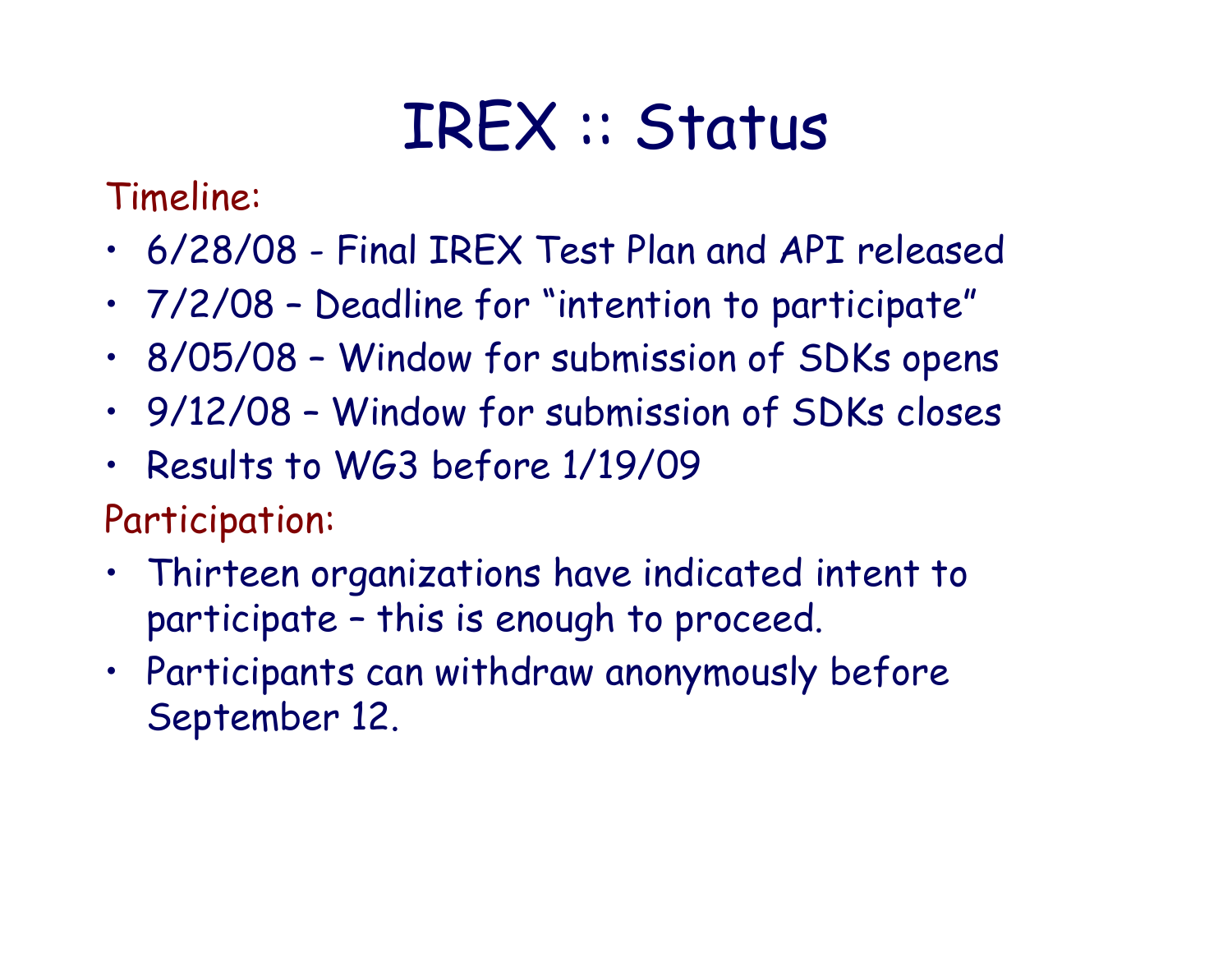# IREX :: Status

Timeline:

- 6/28/08 - Final IREX Test Plan and API released
- 7/2/08 – Deadline for “intention to participate”
- 8/05/08 – Window for submission of SDKs opens
- 9/12/08 – Window for submission of SDKs closes
- Results to WG3 before 1/19/09

Participation:

- Thirteen organizations have indicated intent to participate – this is enough to proceed.
- Participants can withdraw anonymously before September 12.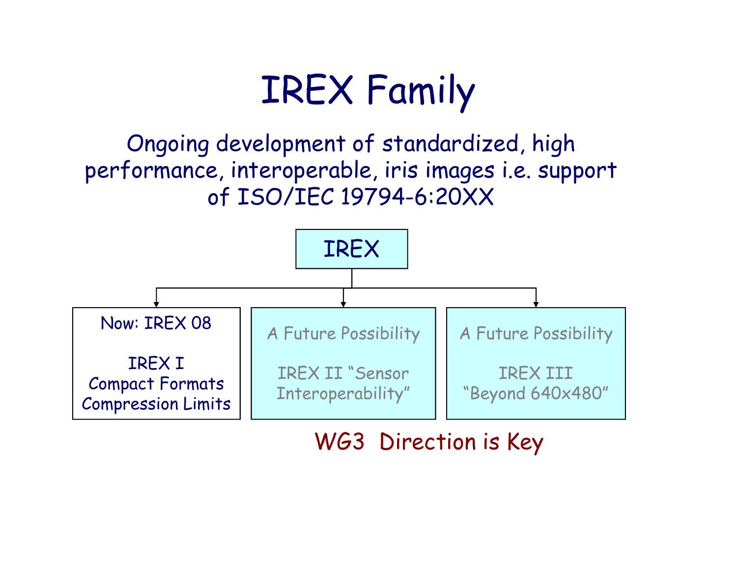# IREX Family

Ongoing development of standardized, high performance, interoperable, iris images i.e. support of ISO/IEC 19794-6:20XX

IREX

- Now: IREX 08

  IREX I
  Compact Formats
  Compression Limits

- A Future Possibility

  IREX II "Sensor Interoperability"

- A Future Possibility

  IREX III "Beyond 640x480"

WG3 Direction is Key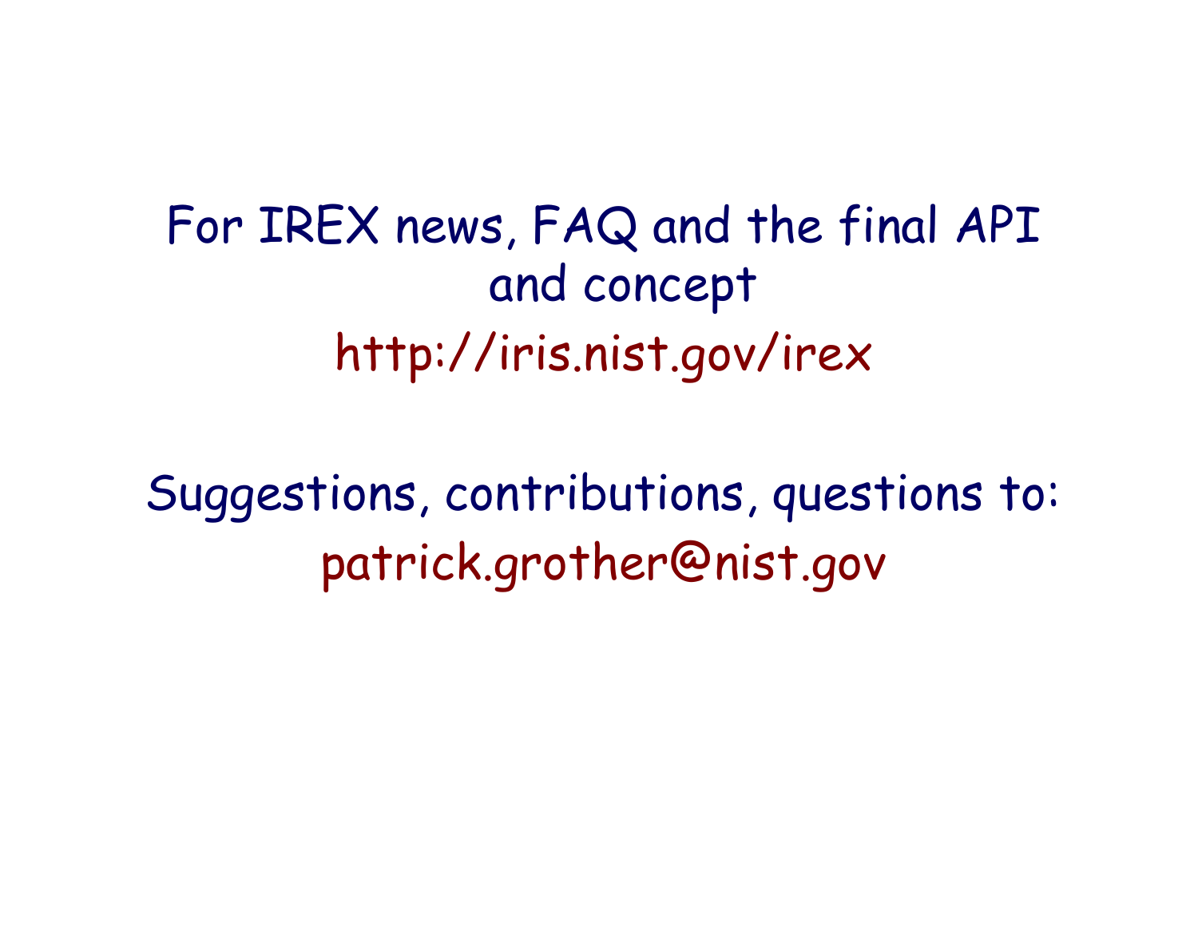For IREX news, FAQ and the final API and concept

http://iris.nist.gov/irex

Suggestions, contributions, questions to:

patrick.grother@nist.gov